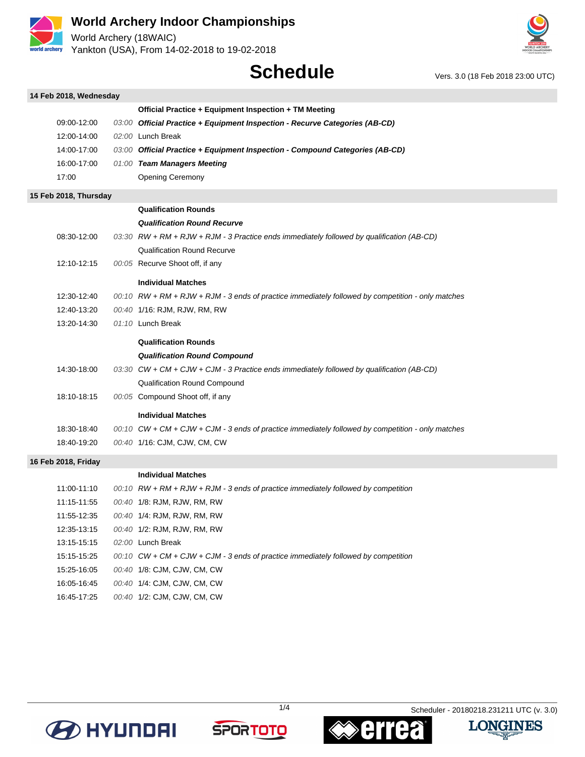# World Archery Indoor Championships

World Archery (18WAIC)

Yankton (USA), From 14-02-2018 to 19-02-2018

## Schedule

Vers. 3.0 (18 Feb 2018 23:00 UTC)

### 14 Feb 2018, Wednesday

| Time | Duration | Event |
|---|---|---|
| | | **Official Practice + Equipment Inspection + TM Meeting** |
| 09:00-12:00 | *03:00* | ***Official Practice + Equipment Inspection - Recurve Categories (AB-CD)*** |
| 12:00-14:00 | *02:00* | Lunch Break |
| 14:00-17:00 | *03:00* | ***Official Practice + Equipment Inspection - Compound Categories (AB-CD)*** |
| 16:00-17:00 | *01:00* | ***Team Managers Meeting*** |
| 17:00 | | Opening Ceremony |

### 15 Feb 2018, Thursday

| Time | Duration | Event |
|---|---|---|
| | | **Qualification Rounds** |
| | | ***Qualification Round Recurve*** |
| 08:30-12:00 | *03:30* | *RW + RM + RJW + RJM - 3 Practice ends immediately followed by qualification (AB-CD)* |
| | | Qualification Round Recurve |
| 12:10-12:15 | *00:05* | Recurve Shoot off, if any |
| | | **Individual Matches** |
| 12:30-12:40 | *00:10* | *RW + RM + RJW + RJM - 3 ends of practice immediately followed by competition - only matches* |
| 12:40-13:20 | *00:40* | 1/16: RJM, RJW, RM, RW |
| 13:20-14:30 | *01:10* | Lunch Break |
| | | **Qualification Rounds** |
| | | ***Qualification Round Compound*** |
| 14:30-18:00 | *03:30* | *CW + CM + CJW + CJM - 3 Practice ends immediately followed by qualification (AB-CD)* |
| | | Qualification Round Compound |
| 18:10-18:15 | *00:05* | Compound Shoot off, if any |
| | | **Individual Matches** |
| 18:30-18:40 | *00:10* | *CW + CM + CJW + CJM - 3 ends of practice immediately followed by competition - only matches* |
| 18:40-19:20 | *00:40* | 1/16: CJM, CJW, CM, CW |

### 16 Feb 2018, Friday

| Time | Duration | Event |
|---|---|---|
| | | **Individual Matches** |
| 11:00-11:10 | *00:10* | *RW + RM + RJW + RJM - 3 ends of practice immediately followed by competition* |
| 11:15-11:55 | *00:40* | 1/8: RJM, RJW, RM, RW |
| 11:55-12:35 | *00:40* | 1/4: RJM, RJW, RM, RW |
| 12:35-13:15 | *00:40* | 1/2: RJM, RJW, RM, RW |
| 13:15-15:15 | *02:00* | Lunch Break |
| 15:15-15:25 | *00:10* | *CW + CM + CJW + CJM - 3 ends of practice immediately followed by competition* |
| 15:25-16:05 | *00:40* | 1/8: CJM, CJW, CM, CW |
| 16:05-16:45 | *00:40* | 1/4: CJM, CJW, CM, CW |
| 16:45-17:25 | *00:40* | 1/2: CJM, CJW, CM, CW |

Scheduler - 20180218.231211 UTC (v. 3.0)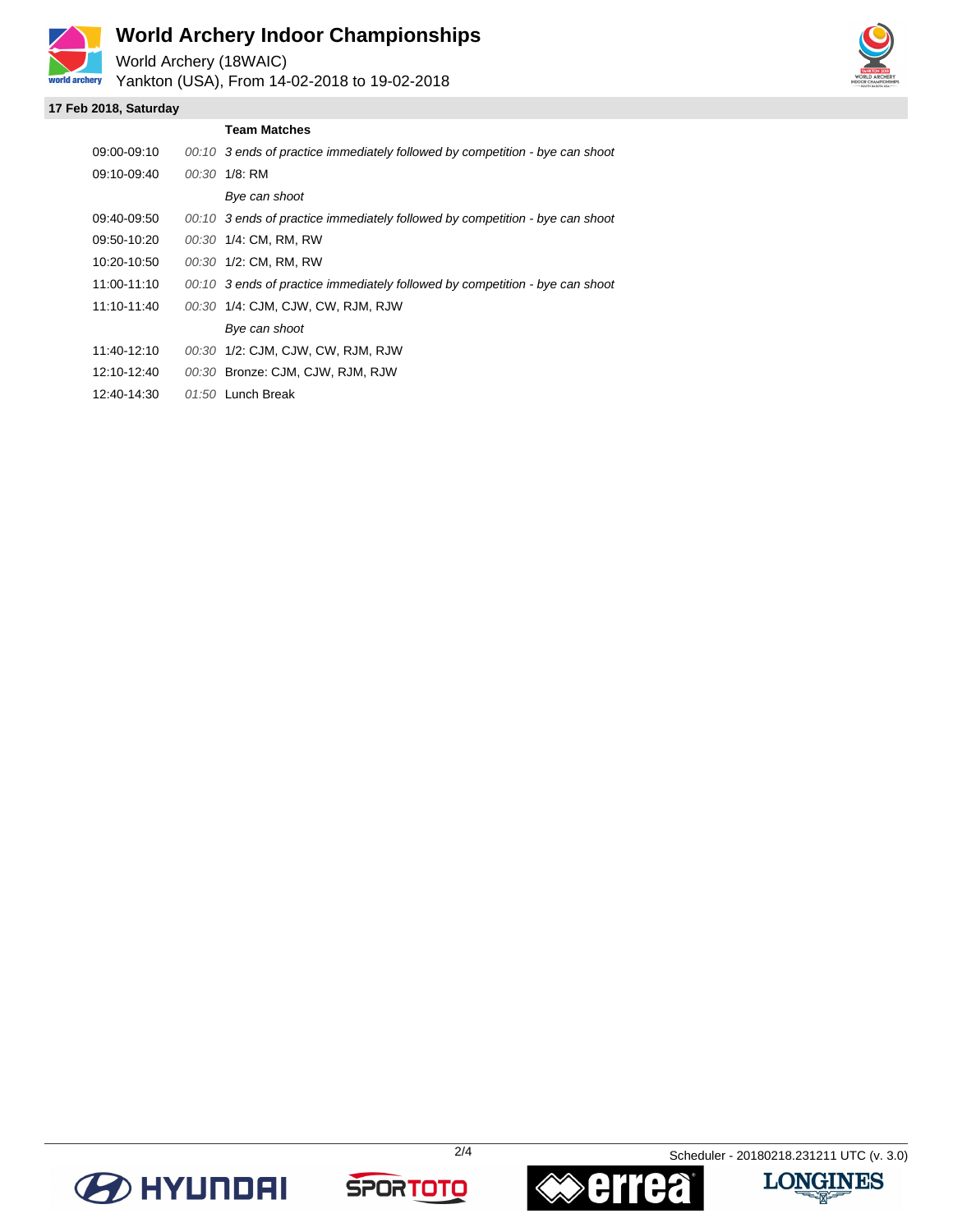# World Archery Indoor Championships

World Archery (18WAIC)

Yankton (USA), From 14-02-2018 to 19-02-2018

## 17 Feb 2018, Saturday

| Time | Duration | Team Matches |
|---|---|---|
| 09:00-09:10 | *00:10* | *3 ends of practice immediately followed by competition - bye can shoot* |
| 09:10-09:40 | *00:30* | 1/8: RM |
| | | *Bye can shoot* |
| 09:40-09:50 | *00:10* | *3 ends of practice immediately followed by competition - bye can shoot* |
| 09:50-10:20 | *00:30* | 1/4: CM, RM, RW |
| 10:20-10:50 | *00:30* | 1/2: CM, RM, RW |
| 11:00-11:10 | *00:10* | *3 ends of practice immediately followed by competition - bye can shoot* |
| 11:10-11:40 | *00:30* | 1/4: CJM, CJW, CW, RJM, RJW |
| | | *Bye can shoot* |
| 11:40-12:10 | *00:30* | 1/2: CJM, CJW, CW, RJM, RJW |
| 12:10-12:40 | *00:30* | Bronze: CJM, CJW, RJM, RJW |
| 12:40-14:30 | *01:50* | Lunch Break |

Scheduler - 20180218.231211 UTC (v. 3.0)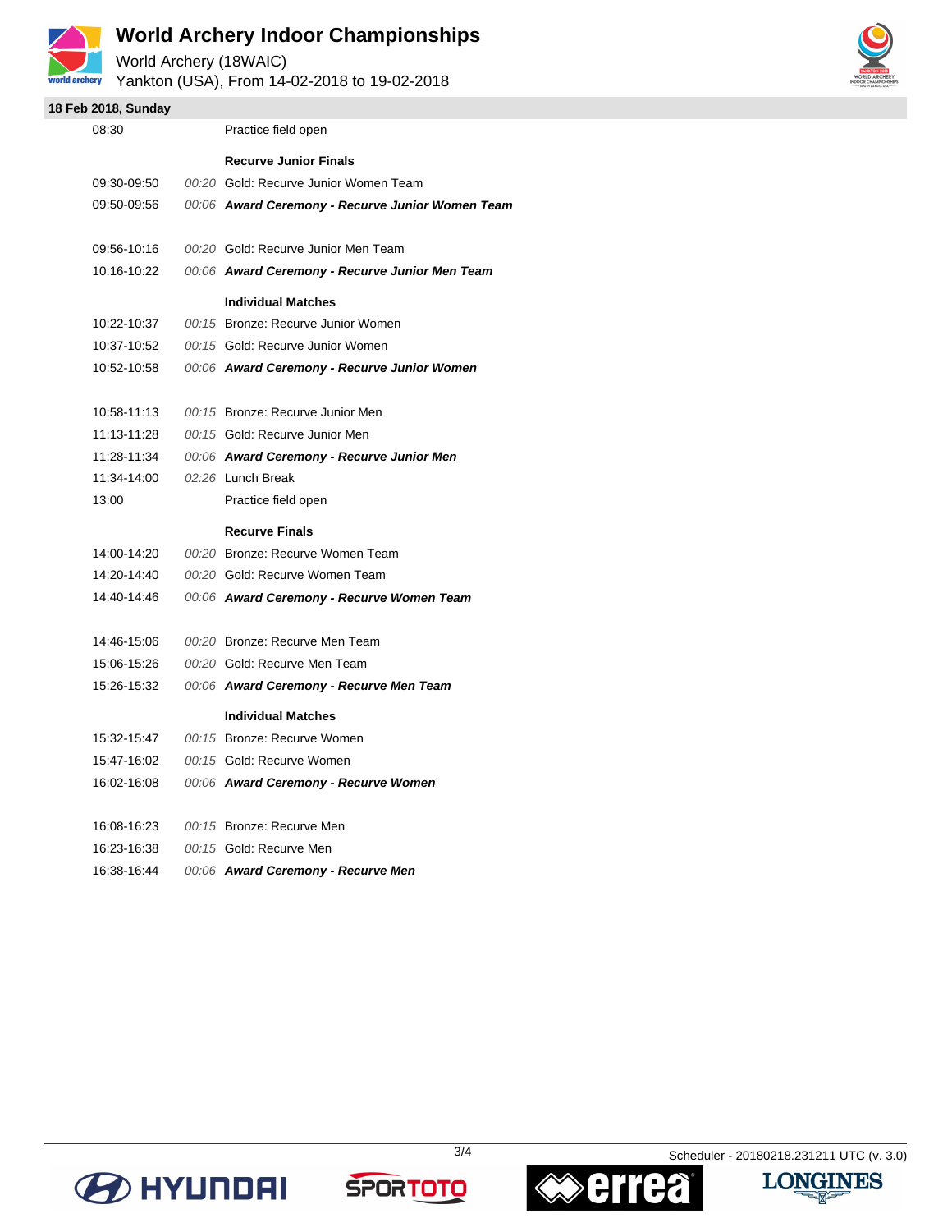# World Archery Indoor Championships

World Archery (18WAIC)

Yankton (USA), From 14-02-2018 to 19-02-2018

## 18 Feb 2018, Sunday

| Time | Duration | Event |
|---|---|---|
| 08:30 | | Practice field open |
| | | **Recurve Junior Finals** |
| 09:30-09:50 | *00:20* | Gold: Recurve Junior Women Team |
| 09:50-09:56 | *00:06* | ***Award Ceremony - Recurve Junior Women Team*** |
| 09:56-10:16 | *00:20* | Gold: Recurve Junior Men Team |
| 10:16-10:22 | *00:06* | ***Award Ceremony - Recurve Junior Men Team*** |
| | | **Individual Matches** |
| 10:22-10:37 | *00:15* | Bronze: Recurve Junior Women |
| 10:37-10:52 | *00:15* | Gold: Recurve Junior Women |
| 10:52-10:58 | *00:06* | ***Award Ceremony - Recurve Junior Women*** |
| 10:58-11:13 | *00:15* | Bronze: Recurve Junior Men |
| 11:13-11:28 | *00:15* | Gold: Recurve Junior Men |
| 11:28-11:34 | *00:06* | ***Award Ceremony - Recurve Junior Men*** |
| 11:34-14:00 | *02:26* | Lunch Break |
| 13:00 | | Practice field open |
| | | **Recurve Finals** |
| 14:00-14:20 | *00:20* | Bronze: Recurve Women Team |
| 14:20-14:40 | *00:20* | Gold: Recurve Women Team |
| 14:40-14:46 | *00:06* | ***Award Ceremony - Recurve Women Team*** |
| 14:46-15:06 | *00:20* | Bronze: Recurve Men Team |
| 15:06-15:26 | *00:20* | Gold: Recurve Men Team |
| 15:26-15:32 | *00:06* | ***Award Ceremony - Recurve Men Team*** |
| | | **Individual Matches** |
| 15:32-15:47 | *00:15* | Bronze: Recurve Women |
| 15:47-16:02 | *00:15* | Gold: Recurve Women |
| 16:02-16:08 | *00:06* | ***Award Ceremony - Recurve Women*** |
| 16:08-16:23 | *00:15* | Bronze: Recurve Men |
| 16:23-16:38 | *00:15* | Gold: Recurve Men |
| 16:38-16:44 | *00:06* | ***Award Ceremony - Recurve Men*** |

Scheduler - 20180218.231211 UTC (v. 3.0)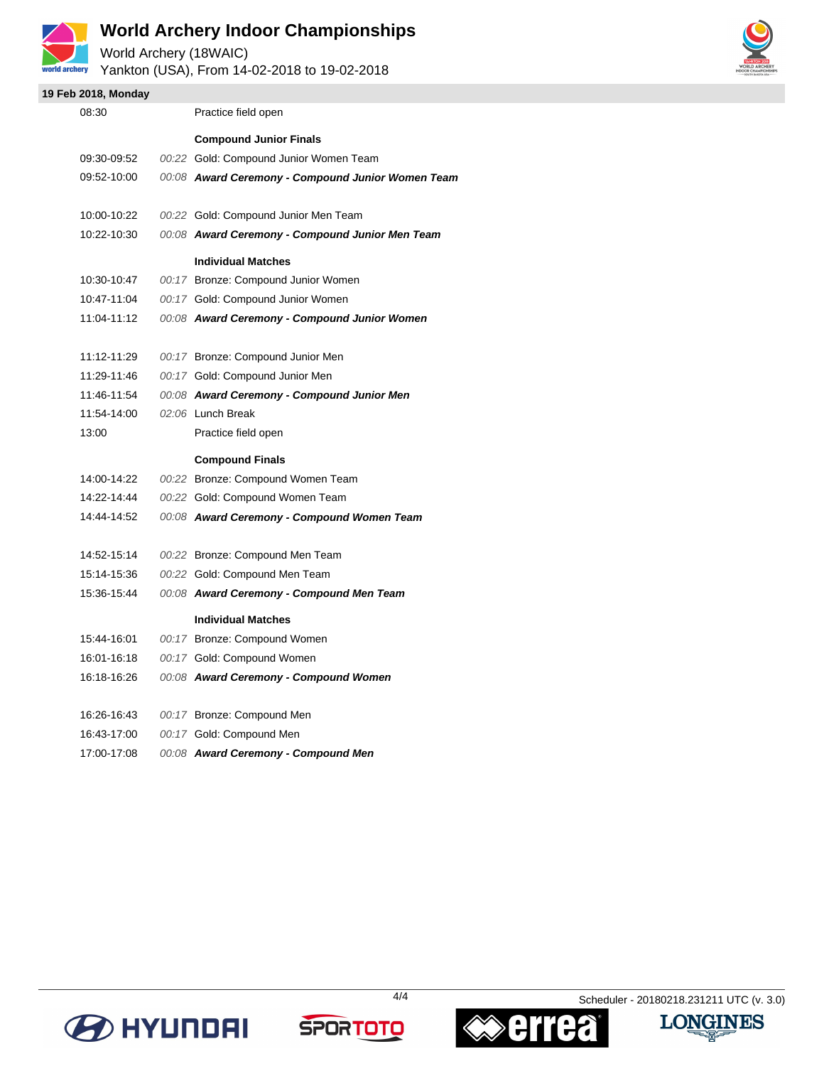# World Archery Indoor Championships

World Archery (18WAIC)

Yankton (USA), From 14-02-2018 to 19-02-2018

## 19 Feb 2018, Monday

| | | |
|---|---|---|
| 08:30 | | Practice field open |
| | | **Compound Junior Finals** |
| 09:30-09:52 | *00:22* | Gold: Compound Junior Women Team |
| 09:52-10:00 | *00:08* | ***Award Ceremony - Compound Junior Women Team*** |
| 10:00-10:22 | *00:22* | Gold: Compound Junior Men Team |
| 10:22-10:30 | *00:08* | ***Award Ceremony - Compound Junior Men Team*** |
| | | **Individual Matches** |
| 10:30-10:47 | *00:17* | Bronze: Compound Junior Women |
| 10:47-11:04 | *00:17* | Gold: Compound Junior Women |
| 11:04-11:12 | *00:08* | ***Award Ceremony - Compound Junior Women*** |
| 11:12-11:29 | *00:17* | Bronze: Compound Junior Men |
| 11:29-11:46 | *00:17* | Gold: Compound Junior Men |
| 11:46-11:54 | *00:08* | ***Award Ceremony - Compound Junior Men*** |
| 11:54-14:00 | *02:06* | Lunch Break |
| 13:00 | | Practice field open |
| | | **Compound Finals** |
| 14:00-14:22 | *00:22* | Bronze: Compound Women Team |
| 14:22-14:44 | *00:22* | Gold: Compound Women Team |
| 14:44-14:52 | *00:08* | ***Award Ceremony - Compound Women Team*** |
| 14:52-15:14 | *00:22* | Bronze: Compound Men Team |
| 15:14-15:36 | *00:22* | Gold: Compound Men Team |
| 15:36-15:44 | *00:08* | ***Award Ceremony - Compound Men Team*** |
| | | **Individual Matches** |
| 15:44-16:01 | *00:17* | Bronze: Compound Women |
| 16:01-16:18 | *00:17* | Gold: Compound Women |
| 16:18-16:26 | *00:08* | ***Award Ceremony - Compound Women*** |
| 16:26-16:43 | *00:17* | Bronze: Compound Men |
| 16:43-17:00 | *00:17* | Gold: Compound Men |
| 17:00-17:08 | *00:08* | ***Award Ceremony - Compound Men*** |

Scheduler - 20180218.231211 UTC (v. 3.0)